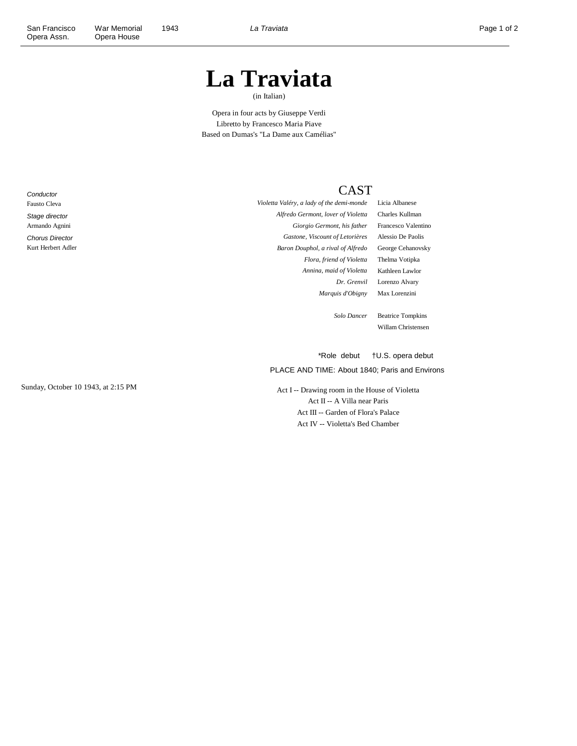# La Traviata

(in Italian)

Opera in four acts by Giuseppe Verdi
Libretto by Francesco Maria Piave
Based on Dumas's "La Dame aux Camélias"

*Conductor*
Fausto Cleva

*Stage director*
Armando Agnini

*Chorus Director*
Kurt Herbert Adler

## CAST

| Role | Performer |
|---|---|
| *Violetta Valéry, a lady of the demi-monde* | Licia Albanese |
| *Alfredo Germont, lover of Violetta* | Charles Kullman |
| *Giorgio Germont, his father* | Francesco Valentino |
| *Gastone, Viscount of Letorières* | Alessio De Paolis |
| *Baron Douphol, a rival of Alfredo* | George Cehanovsky |
| *Flora, friend of Violetta* | Thelma Votipka |
| *Annina, maid of Violetta* | Kathleen Lawlor |
| *Dr. Grenvil* | Lorenzo Alvary |
| *Marquis d'Obigny* | Max Lorenzini |
| *Solo Dancer* | Beatrice Tompkins |
| | Willam Christensen |

*Role debut †U.S. opera debut

PLACE AND TIME: About 1840; Paris and Environs

Sunday, October 10 1943, at 2:15 PM

Act I -- Drawing room in the House of Violetta
Act II -- A Villa near Paris
Act III -- Garden of Flora's Palace
Act IV -- Violetta's Bed Chamber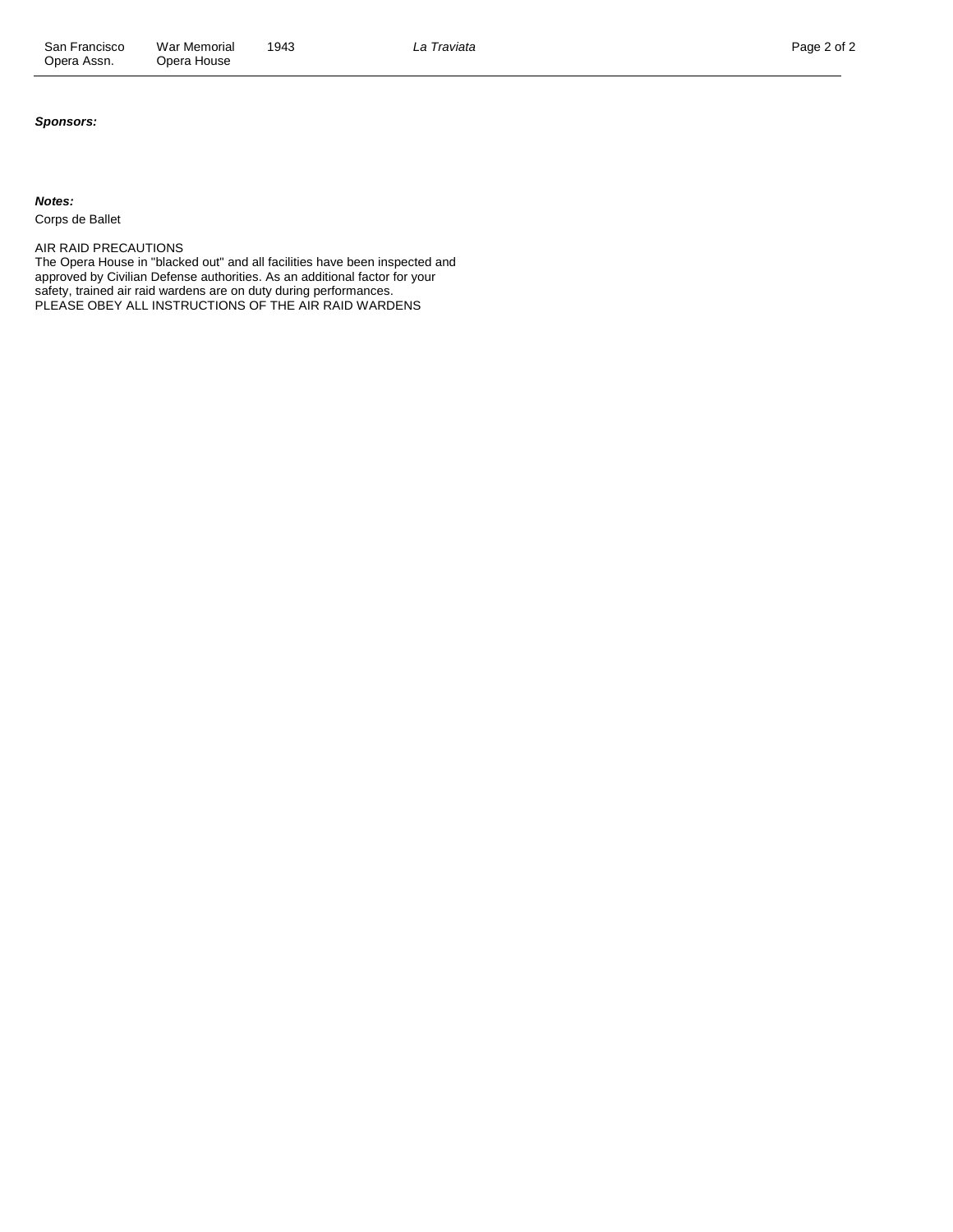***Sponsors:***

***Notes:***

Corps de Ballet

AIR RAID PRECAUTIONS
The Opera House in "blacked out" and all facilities have been inspected and approved by Civilian Defense authorities. As an additional factor for your safety, trained air raid wardens are on duty during performances.
PLEASE OBEY ALL INSTRUCTIONS OF THE AIR RAID WARDENS